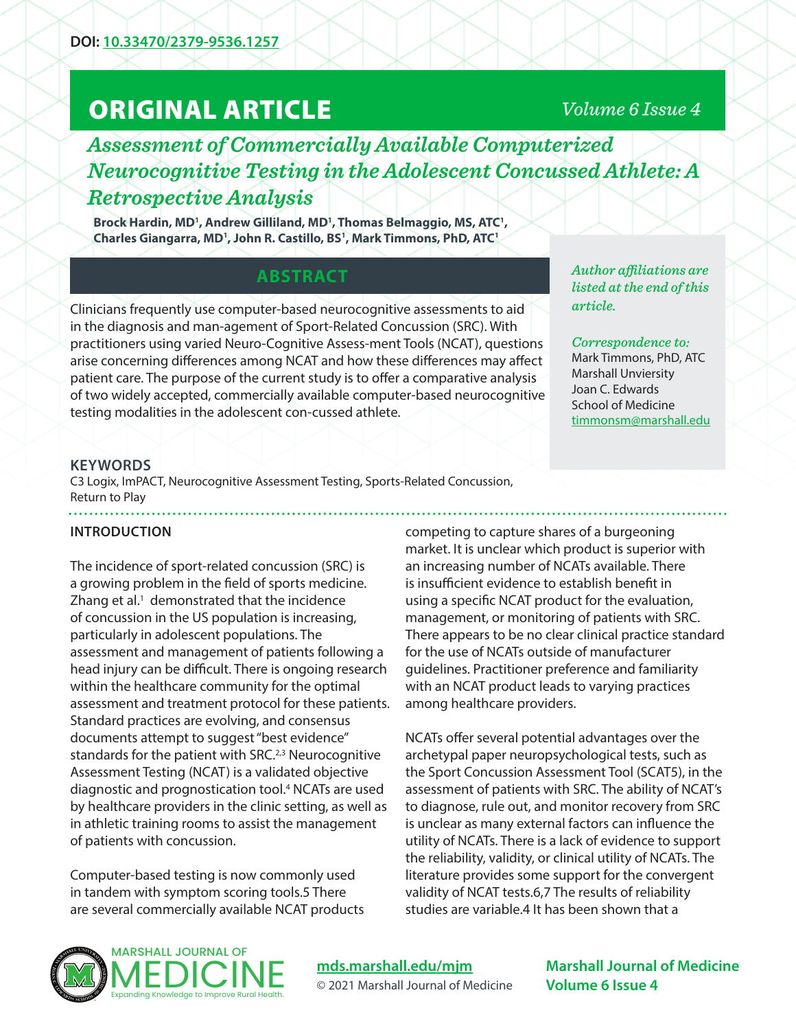DOI: [10.33470/2379-9536.1257](https://doi.org/10.33470/2379-9536.1257)

# ORIGINAL ARTICLE

## *Assessment of Commercially Available Computerized Neurocognitive Testing in the Adolescent Concussed Athlete: A Retrospective Analysis*

**Brock Hardin, MD[1], Andrew Gilliland, MD[1], Thomas Belmaggio, MS, ATC[1], Charles Giangarra, MD[1], John R. Castillo, BS[1], Mark Timmons, PhD, ATC[1]**

*Author affiliations are listed at the end of this article.*

*Correspondence to:*
Mark Timmons, PhD, ATC
Marshall Unviersity
Joan C. Edwards
School of Medicine
timmonsm@marshall.edu

### ABSTRACT

Clinicians frequently use computer-based neurocognitive assessments to aid in the diagnosis and man-agement of Sport-Related Concussion (SRC). With practitioners using varied Neuro-Cognitive Assess-ment Tools (NCAT), questions arise concerning differences among NCAT and how these differences may affect patient care. The purpose of the current study is to offer a comparative analysis of two widely accepted, commercially available computer-based neurocognitive testing modalities in the adolescent con-cussed athlete.

### KEYWORDS

C3 Logix, ImPACT, Neurocognitive Assessment Testing, Sports-Related Concussion, Return to Play

### INTRODUCTION

The incidence of sport-related concussion (SRC) is a growing problem in the field of sports medicine. Zhang et al.[1] demonstrated that the incidence of concussion in the US population is increasing, particularly in adolescent populations. The assessment and management of patients following a head injury can be difficult. There is ongoing research within the healthcare community for the optimal assessment and treatment protocol for these patients. Standard practices are evolving, and consensus documents attempt to suggest "best evidence" standards for the patient with SRC.[2,3] Neurocognitive Assessment Testing (NCAT) is a validated objective diagnostic and prognostication tool.[4] NCATs are used by healthcare providers in the clinic setting, as well as in athletic training rooms to assist the management of patients with concussion.

Computer-based testing is now commonly used in tandem with symptom scoring tools.5 There are several commercially available NCAT products competing to capture shares of a burgeoning market. It is unclear which product is superior with an increasing number of NCATs available. There is insufficient evidence to establish benefit in using a specific NCAT product for the evaluation, management, or monitoring of patients with SRC. There appears to be no clear clinical practice standard for the use of NCATs outside of manufacturer guidelines. Practitioner preference and familiarity with an NCAT product leads to varying practices among healthcare providers.

NCATs offer several potential advantages over the archetypal paper neuropsychological tests, such as the Sport Concussion Assessment Tool (SCAT5), in the assessment of patients with SRC. The ability of NCAT's to diagnose, rule out, and monitor recovery from SRC is unclear as many external factors can influence the utility of NCATs. There is a lack of evidence to support the reliability, validity, or clinical utility of NCATs. The literature provides some support for the convergent validity of NCAT tests.6,7 The results of reliability studies are variable.4 It has been shown that a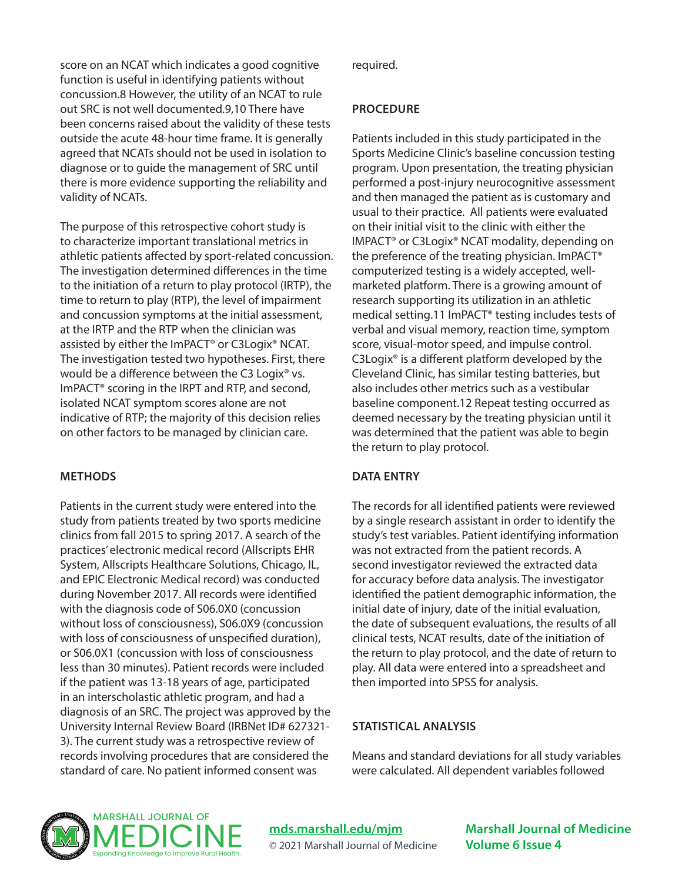score on an NCAT which indicates a good cognitive function is useful in identifying patients without concussion.[8] However, the utility of an NCAT to rule out SRC is not well documented.[9,10] There have been concerns raised about the validity of these tests outside the acute 48-hour time frame. It is generally agreed that NCATs should not be used in isolation to diagnose or to guide the management of SRC until there is more evidence supporting the reliability and validity of NCATs.

The purpose of this retrospective cohort study is to characterize important translational metrics in athletic patients affected by sport-related concussion. The investigation determined differences in the time to the initiation of a return to play protocol (IRTP), the time to return to play (RTP), the level of impairment and concussion symptoms at the initial assessment, at the IRTP and the RTP when the clinician was assisted by either the ImPACT® or C3Logix® NCAT. The investigation tested two hypotheses. First, there would be a difference between the C3 Logix® vs. ImPACT® scoring in the IRPT and RTP, and second, isolated NCAT symptom scores alone are not indicative of RTP; the majority of this decision relies on other factors to be managed by clinician care.

## METHODS

Patients in the current study were entered into the study from patients treated by two sports medicine clinics from fall 2015 to spring 2017. A search of the practices' electronic medical record (Allscripts EHR System, Allscripts Healthcare Solutions, Chicago, IL, and EPIC Electronic Medical record) was conducted during November 2017. All records were identified with the diagnosis code of S06.0X0 (concussion without loss of consciousness), S06.0X9 (concussion with loss of consciousness of unspecified duration), or S06.0X1 (concussion with loss of consciousness less than 30 minutes). Patient records were included if the patient was 13-18 years of age, participated in an interscholastic athletic program, and had a diagnosis of an SRC. The project was approved by the University Internal Review Board (IRBNet ID# 627321-3). The current study was a retrospective review of records involving procedures that are considered the standard of care. No patient informed consent was required.

## PROCEDURE

Patients included in this study participated in the Sports Medicine Clinic's baseline concussion testing program. Upon presentation, the treating physician performed a post-injury neurocognitive assessment and then managed the patient as is customary and usual to their practice. All patients were evaluated on their initial visit to the clinic with either the IMPACT® or C3Logix® NCAT modality, depending on the preference of the treating physician. ImPACT® computerized testing is a widely accepted, well-marketed platform. There is a growing amount of research supporting its utilization in an athletic medical setting.[11] ImPACT® testing includes tests of verbal and visual memory, reaction time, symptom score, visual-motor speed, and impulse control. C3Logix® is a different platform developed by the Cleveland Clinic, has similar testing batteries, but also includes other metrics such as a vestibular baseline component.[12] Repeat testing occurred as deemed necessary by the treating physician until it was determined that the patient was able to begin the return to play protocol.

## DATA ENTRY

The records for all identified patients were reviewed by a single research assistant in order to identify the study's test variables. Patient identifying information was not extracted from the patient records. A second investigator reviewed the extracted data for accuracy before data analysis. The investigator identified the patient demographic information, the initial date of injury, date of the initial evaluation, the date of subsequent evaluations, the results of all clinical tests, NCAT results, date of the initiation of the return to play protocol, and the date of return to play. All data were entered into a spreadsheet and then imported into SPSS for analysis.

## STATISTICAL ANALYSIS

Means and standard deviations for all study variables were calculated. All dependent variables followed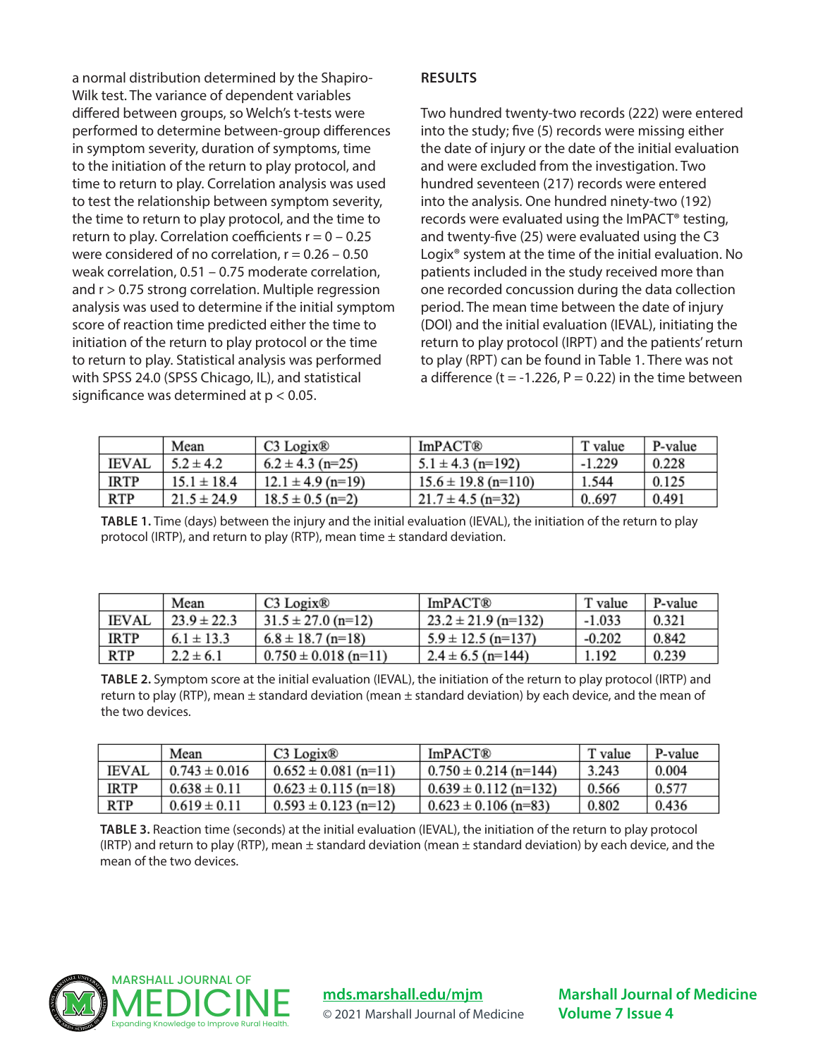a normal distribution determined by the Shapiro-Wilk test. The variance of dependent variables differed between groups, so Welch's t-tests were performed to determine between-group differences in symptom severity, duration of symptoms, time to the initiation of the return to play protocol, and time to return to play. Correlation analysis was used to test the relationship between symptom severity, the time to return to play protocol, and the time to return to play. Correlation coefficients r = 0 – 0.25 were considered of no correlation, r = 0.26 – 0.50 weak correlation, 0.51 – 0.75 moderate correlation, and r > 0.75 strong correlation. Multiple regression analysis was used to determine if the initial symptom score of reaction time predicted either the time to initiation of the return to play protocol or the time to return to play. Statistical analysis was performed with SPSS 24.0 (SPSS Chicago, IL), and statistical significance was determined at $p < 0.05$.

## RESULTS

Two hundred twenty-two records (222) were entered into the study; five (5) records were missing either the date of injury or the date of the initial evaluation and were excluded from the investigation. Two hundred seventeen (217) records were entered into the analysis. One hundred ninety-two (192) records were evaluated using the ImPACT® testing, and twenty-five (25) were evaluated using the C3 Logix® system at the time of the initial evaluation. No patients included in the study received more than one recorded concussion during the data collection period. The mean time between the date of injury (DOI) and the initial evaluation (IEVAL), initiating the return to play protocol (IRPT) and the patients' return to play (RPT) can be found in Table 1. There was not a difference ($t = -1.226$, $P = 0.22$) in the time between

| | Mean | C3 Logix® | ImPACT® | T value | P-value |
|---|---|---|---|---|---|
| IEVAL | 5.2 ± 4.2 | 6.2 ± 4.3 (n=25) | 5.1 ± 4.3 (n=192) | -1.229 | 0.228 |
| IRTP | 15.1 ± 18.4 | 12.1 ± 4.9 (n=19) | 15.6 ± 19.8 (n=110) | 1.544 | 0.125 |
| RTP | 21.5 ± 24.9 | 18.5 ± 0.5 (n=2) | 21.7 ± 4.5 (n=32) | 0..697 | 0.491 |

**TABLE 1.** Time (days) between the injury and the initial evaluation (IEVAL), the initiation of the return to play protocol (IRTP), and return to play (RTP), mean time ± standard deviation.

| | Mean | C3 Logix® | ImPACT® | T value | P-value |
|---|---|---|---|---|---|
| IEVAL | 23.9 ± 22.3 | 31.5 ± 27.0 (n=12) | 23.2 ± 21.9 (n=132) | -1.033 | 0.321 |
| IRTP | 6.1 ± 13.3 | 6.8 ± 18.7 (n=18) | 5.9 ± 12.5 (n=137) | -0.202 | 0.842 |
| RTP | 2.2 ± 6.1 | 0.750 ± 0.018 (n=11) | 2.4 ± 6.5 (n=144) | 1.192 | 0.239 |

**TABLE 2.** Symptom score at the initial evaluation (IEVAL), the initiation of the return to play protocol (IRTP) and return to play (RTP), mean ± standard deviation (mean ± standard deviation) by each device, and the mean of the two devices.

| | Mean | C3 Logix® | ImPACT® | T value | P-value |
|---|---|---|---|---|---|
| IEVAL | 0.743 ± 0.016 | 0.652 ± 0.081 (n=11) | 0.750 ± 0.214 (n=144) | 3.243 | 0.004 |
| IRTP | 0.638 ± 0.11 | 0.623 ± 0.115 (n=18) | 0.639 ± 0.112 (n=132) | 0.566 | 0.577 |
| RTP | 0.619 ± 0.11 | 0.593 ± 0.123 (n=12) | 0.623 ± 0.106 (n=83) | 0.802 | 0.436 |

**TABLE 3.** Reaction time (seconds) at the initial evaluation (IEVAL), the initiation of the return to play protocol (IRTP) and return to play (RTP), mean ± standard deviation (mean ± standard deviation) by each device, and the mean of the two devices.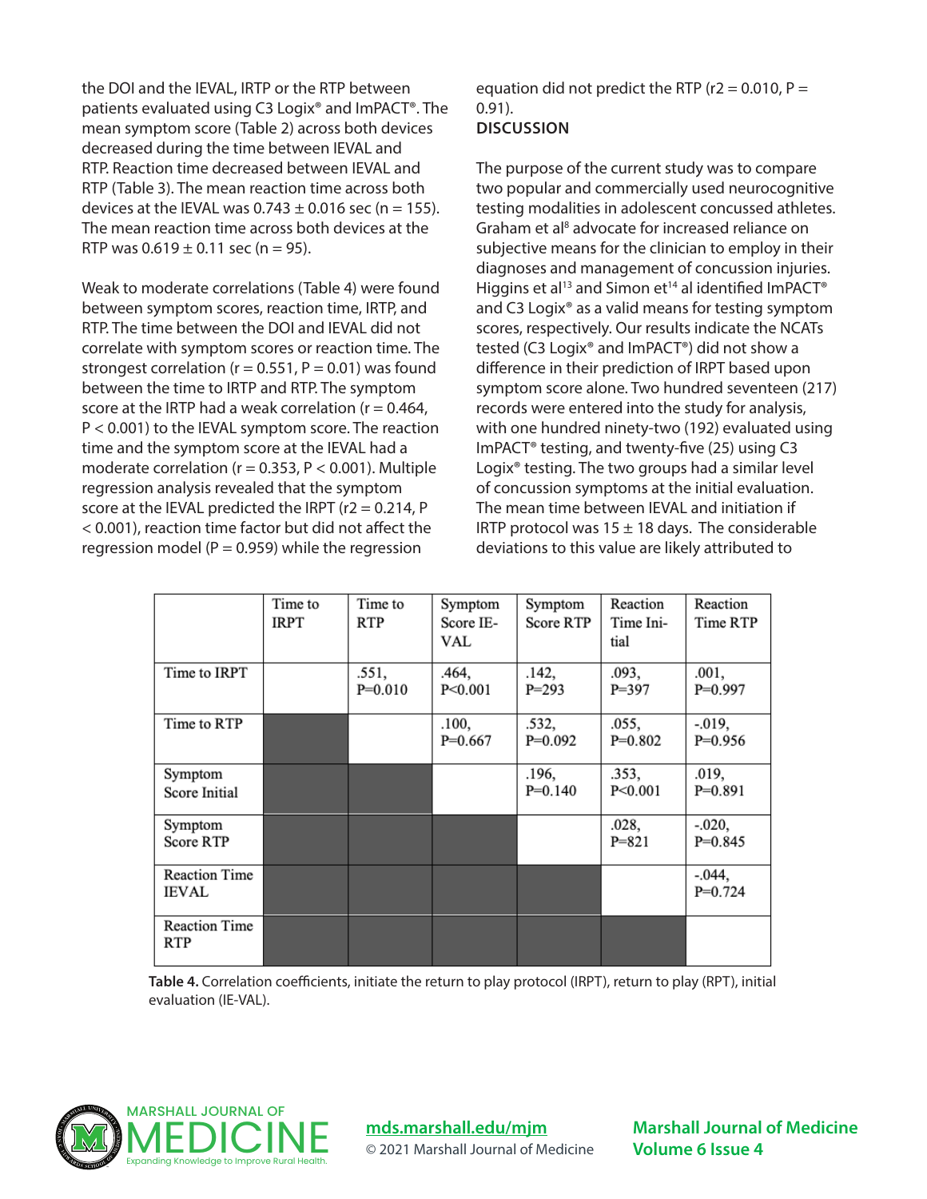the DOI and the IEVAL, IRTP or the RTP between patients evaluated using C3 Logix® and ImPACT®. The mean symptom score (Table 2) across both devices decreased during the time between IEVAL and RTP. Reaction time decreased between IEVAL and RTP (Table 3). The mean reaction time across both devices at the IEVAL was 0.743 ± 0.016 sec (n = 155). The mean reaction time across both devices at the RTP was 0.619 ± 0.11 sec (n = 95).

Weak to moderate correlations (Table 4) were found between symptom scores, reaction time, IRTP, and RTP. The time between the DOI and IEVAL did not correlate with symptom scores or reaction time. The strongest correlation (r = 0.551, P = 0.01) was found between the time to IRTP and RTP. The symptom score at the IRTP had a weak correlation (r = 0.464, P < 0.001) to the IEVAL symptom score. The reaction time and the symptom score at the IEVAL had a moderate correlation (r = 0.353, P < 0.001). Multiple regression analysis revealed that the symptom score at the IEVAL predicted the IRPT ($r2$ = 0.214, P < 0.001), reaction time factor but did not affect the regression model (P = 0.959) while the regression equation did not predict the RTP ($r2$ = 0.010, P = 0.91).

**DISCUSSION**

The purpose of the current study was to compare two popular and commercially used neurocognitive testing modalities in adolescent concussed athletes. Graham et al[8] advocate for increased reliance on subjective means for the clinician to employ in their diagnoses and management of concussion injuries. Higgins et al[13] and Simon et[14] al identified ImPACT® and C3 Logix® as a valid means for testing symptom scores, respectively. Our results indicate the NCATs tested (C3 Logix® and ImPACT®) did not show a difference in their prediction of IRPT based upon symptom score alone. Two hundred seventeen (217) records were entered into the study for analysis, with one hundred ninety-two (192) evaluated using ImPACT® testing, and twenty-five (25) using C3 Logix® testing. The two groups had a similar level of concussion symptoms at the initial evaluation. The mean time between IEVAL and initiation if IRTP protocol was 15 ± 18 days. The considerable deviations to this value are likely attributed to

| | Time to IRPT | Time to RTP | Symptom Score IE-VAL | Symptom Score RTP | Reaction Time Initial | Reaction Time RTP |
|---|---|---|---|---|---|---|
| Time to IRPT | | .551, P=0.010 | .464, P<0.001 | .142, P=293 | .093, P=397 | .001, P=0.997 |
| Time to RTP | | | .100, P=0.667 | .532, P=0.092 | .055, P=0.802 | -.019, P=0.956 |
| Symptom Score Initial | | | | .196, P=0.140 | .353, P<0.001 | .019, P=0.891 |
| Symptom Score RTP | | | | | .028, P=821 | -.020, P=0.845 |
| Reaction Time IEVAL | | | | | | -.044, P=0.724 |
| Reaction Time RTP | | | | | | |

**Table 4.** Correlation coefficients, initiate the return to play protocol (IRPT), return to play (RPT), initial evaluation (IE-VAL).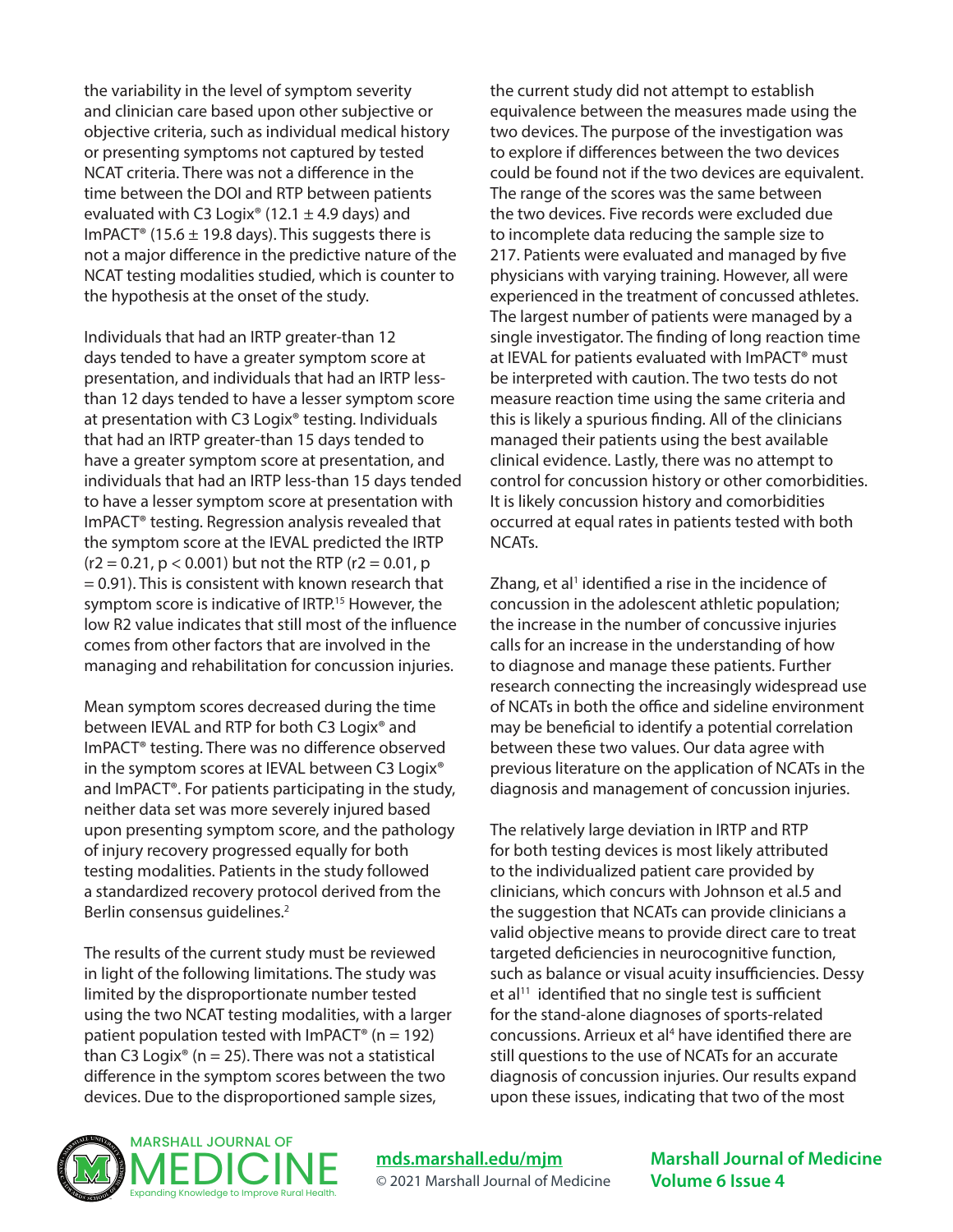the variability in the level of symptom severity and clinician care based upon other subjective or objective criteria, such as individual medical history or presenting symptoms not captured by tested NCAT criteria. There was not a difference in the time between the DOI and RTP between patients evaluated with C3 Logix® (12.1 ± 4.9 days) and ImPACT® (15.6 ± 19.8 days). This suggests there is not a major difference in the predictive nature of the NCAT testing modalities studied, which is counter to the hypothesis at the onset of the study.

Individuals that had an IRTP greater-than 12 days tended to have a greater symptom score at presentation, and individuals that had an IRTP less-than 12 days tended to have a lesser symptom score at presentation with C3 Logix® testing. Individuals that had an IRTP greater-than 15 days tended to have a greater symptom score at presentation, and individuals that had an IRTP less-than 15 days tended to have a lesser symptom score at presentation with ImPACT® testing. Regression analysis revealed that the symptom score at the IEVAL predicted the IRTP ($r2 = 0.21$, $p < 0.001$) but not the RTP ($r2 = 0.01$, $p = 0.91$). This is consistent with known research that symptom score is indicative of IRTP.[15] However, the low R2 value indicates that still most of the influence comes from other factors that are involved in the managing and rehabilitation for concussion injuries.

Mean symptom scores decreased during the time between IEVAL and RTP for both C3 Logix® and ImPACT® testing. There was no difference observed in the symptom scores at IEVAL between C3 Logix® and ImPACT®. For patients participating in the study, neither data set was more severely injured based upon presenting symptom score, and the pathology of injury recovery progressed equally for both testing modalities. Patients in the study followed a standardized recovery protocol derived from the Berlin consensus guidelines.[2]

The results of the current study must be reviewed in light of the following limitations. The study was limited by the disproportionate number tested using the two NCAT testing modalities, with a larger patient population tested with ImPACT® (n = 192) than C3 Logix® (n = 25). There was not a statistical difference in the symptom scores between the two devices. Due to the disproportioned sample sizes, the current study did not attempt to establish equivalence between the measures made using the two devices. The purpose of the investigation was to explore if differences between the two devices could be found not if the two devices are equivalent. The range of the scores was the same between the two devices. Five records were excluded due to incomplete data reducing the sample size to 217. Patients were evaluated and managed by five physicians with varying training. However, all were experienced in the treatment of concussed athletes. The largest number of patients were managed by a single investigator. The finding of long reaction time at IEVAL for patients evaluated with ImPACT® must be interpreted with caution. The two tests do not measure reaction time using the same criteria and this is likely a spurious finding. All of the clinicians managed their patients using the best available clinical evidence. Lastly, there was no attempt to control for concussion history or other comorbidities. It is likely concussion history and comorbidities occurred at equal rates in patients tested with both NCATs.

Zhang, et al[1] identified a rise in the incidence of concussion in the adolescent athletic population; the increase in the number of concussive injuries calls for an increase in the understanding of how to diagnose and manage these patients. Further research connecting the increasingly widespread use of NCATs in both the office and sideline environment may be beneficial to identify a potential correlation between these two values. Our data agree with previous literature on the application of NCATs in the diagnosis and management of concussion injuries.

The relatively large deviation in IRTP and RTP for both testing devices is most likely attributed to the individualized patient care provided by clinicians, which concurs with Johnson et al.5 and the suggestion that NCATs can provide clinicians a valid objective means to provide direct care to treat targeted deficiencies in neurocognitive function, such as balance or visual acuity insufficiencies. Dessy et al[11] identified that no single test is sufficient for the stand-alone diagnoses of sports-related concussions. Arrieux et al[4] have identified there are still questions to the use of NCATs for an accurate diagnosis of concussion injuries. Our results expand upon these issues, indicating that two of the most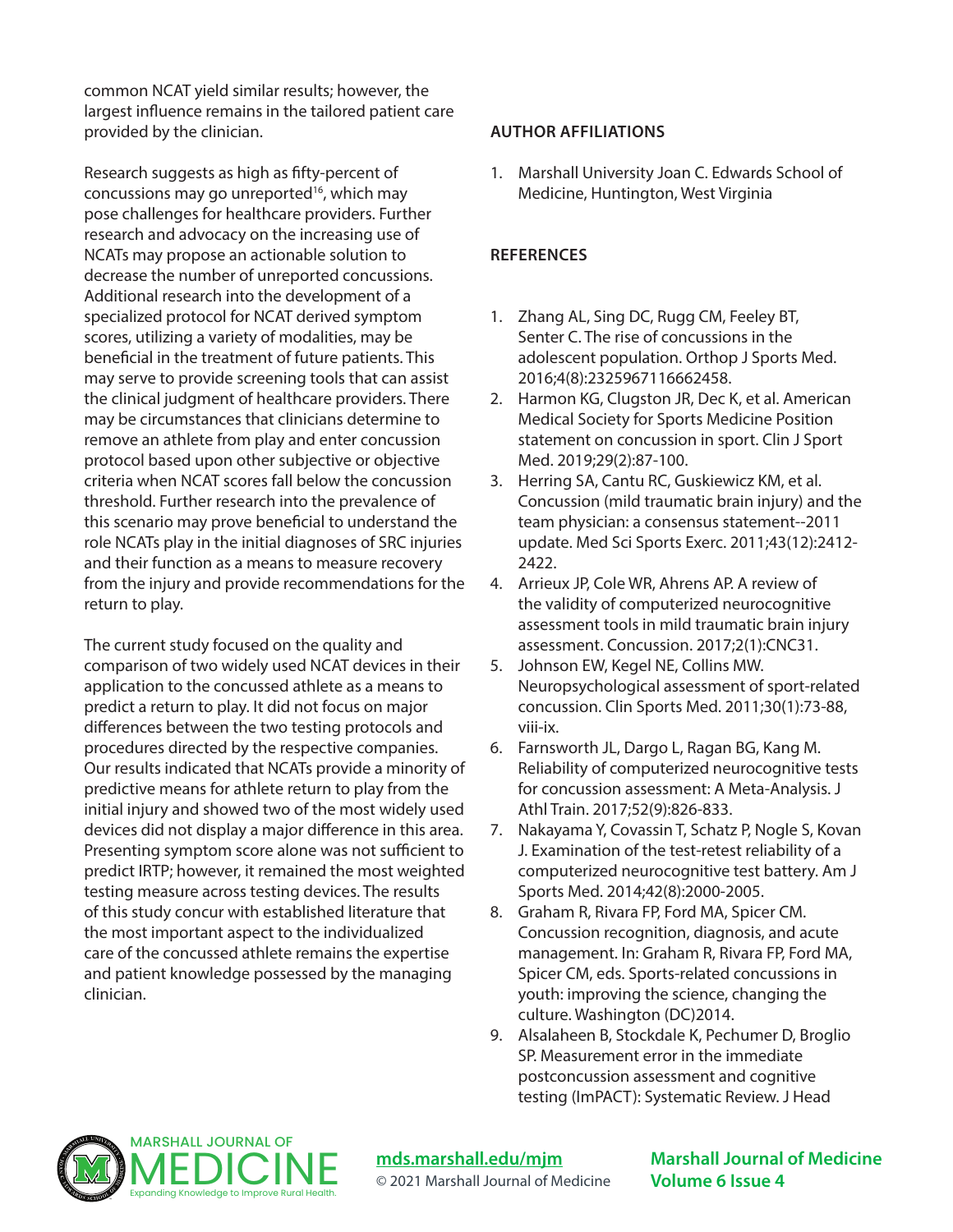common NCAT yield similar results; however, the largest influence remains in the tailored patient care provided by the clinician.

Research suggests as high as fifty-percent of concussions may go unreported[16], which may pose challenges for healthcare providers. Further research and advocacy on the increasing use of NCATs may propose an actionable solution to decrease the number of unreported concussions. Additional research into the development of a specialized protocol for NCAT derived symptom scores, utilizing a variety of modalities, may be beneficial in the treatment of future patients. This may serve to provide screening tools that can assist the clinical judgment of healthcare providers. There may be circumstances that clinicians determine to remove an athlete from play and enter concussion protocol based upon other subjective or objective criteria when NCAT scores fall below the concussion threshold. Further research into the prevalence of this scenario may prove beneficial to understand the role NCATs play in the initial diagnoses of SRC injuries and their function as a means to measure recovery from the injury and provide recommendations for the return to play.

The current study focused on the quality and comparison of two widely used NCAT devices in their application to the concussed athlete as a means to predict a return to play. It did not focus on major differences between the two testing protocols and procedures directed by the respective companies. Our results indicated that NCATs provide a minority of predictive means for athlete return to play from the initial injury and showed two of the most widely used devices did not display a major difference in this area. Presenting symptom score alone was not sufficient to predict IRTP; however, it remained the most weighted testing measure across testing devices. The results of this study concur with established literature that the most important aspect to the individualized care of the concussed athlete remains the expertise and patient knowledge possessed by the managing clinician.

## AUTHOR AFFILIATIONS

1. Marshall University Joan C. Edwards School of Medicine, Huntington, West Virginia

## REFERENCES

1. Zhang AL, Sing DC, Rugg CM, Feeley BT, Senter C. The rise of concussions in the adolescent population. Orthop J Sports Med. 2016;4(8):2325967116662458.
2. Harmon KG, Clugston JR, Dec K, et al. American Medical Society for Sports Medicine Position statement on concussion in sport. Clin J Sport Med. 2019;29(2):87-100.
3. Herring SA, Cantu RC, Guskiewicz KM, et al. Concussion (mild traumatic brain injury) and the team physician: a consensus statement--2011 update. Med Sci Sports Exerc. 2011;43(12):2412-2422.
4. Arrieux JP, Cole WR, Ahrens AP. A review of the validity of computerized neurocognitive assessment tools in mild traumatic brain injury assessment. Concussion. 2017;2(1):CNC31.
5. Johnson EW, Kegel NE, Collins MW. Neuropsychological assessment of sport-related concussion. Clin Sports Med. 2011;30(1):73-88, viii-ix.
6. Farnsworth JL, Dargo L, Ragan BG, Kang M. Reliability of computerized neurocognitive tests for concussion assessment: A Meta-Analysis. J Athl Train. 2017;52(9):826-833.
7. Nakayama Y, Covassin T, Schatz P, Nogle S, Kovan J. Examination of the test-retest reliability of a computerized neurocognitive test battery. Am J Sports Med. 2014;42(8):2000-2005.
8. Graham R, Rivara FP, Ford MA, Spicer CM. Concussion recognition, diagnosis, and acute management. In: Graham R, Rivara FP, Ford MA, Spicer CM, eds. Sports-related concussions in youth: improving the science, changing the culture. Washington (DC)2014.
9. Alsalaheen B, Stockdale K, Pechumer D, Broglio SP. Measurement error in the immediate postconcussion assessment and cognitive testing (ImPACT): Systematic Review. J Head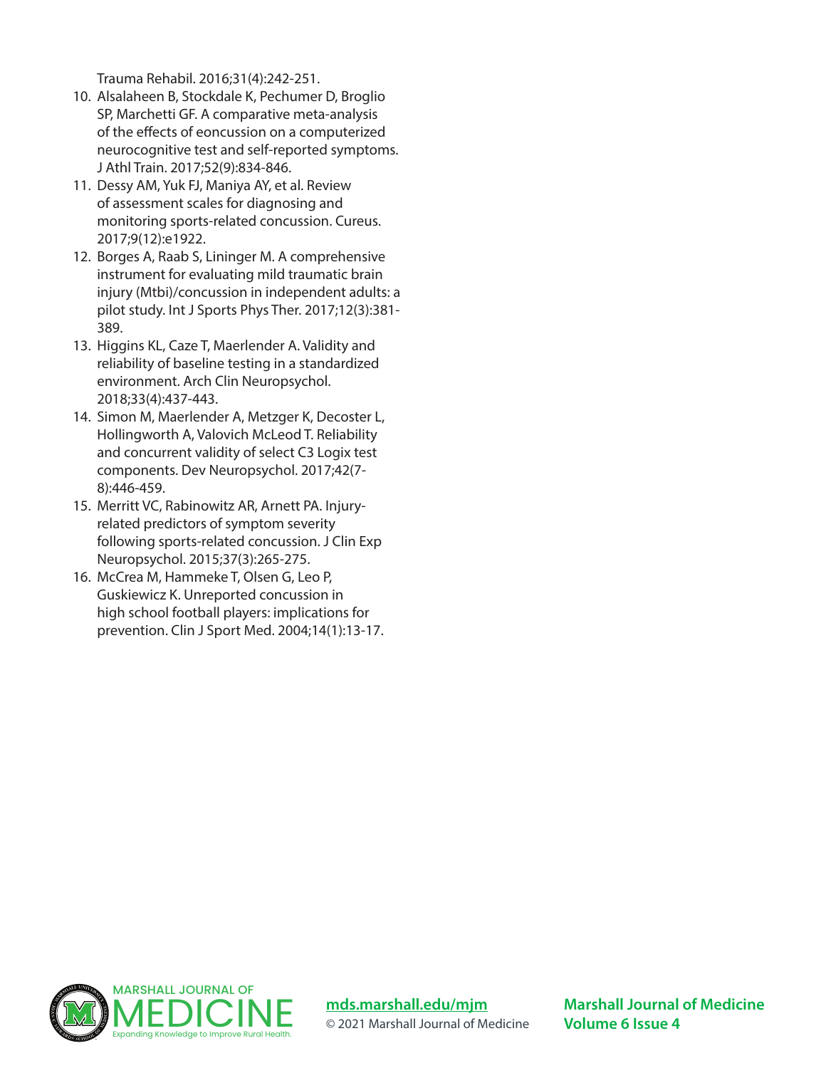Trauma Rehabil. 2016;31(4):242-251.

10. Alsalaheen B, Stockdale K, Pechumer D, Broglio SP, Marchetti GF. A comparative meta-analysis of the effects of eoncussion on a computerized neurocognitive test and self-reported symptoms. J Athl Train. 2017;52(9):834-846.
11. Dessy AM, Yuk FJ, Maniya AY, et al. Review of assessment scales for diagnosing and monitoring sports-related concussion. Cureus. 2017;9(12):e1922.
12. Borges A, Raab S, Lininger M. A comprehensive instrument for evaluating mild traumatic brain injury (Mtbi)/concussion in independent adults: a pilot study. Int J Sports Phys Ther. 2017;12(3):381-389.
13. Higgins KL, Caze T, Maerlender A. Validity and reliability of baseline testing in a standardized environment. Arch Clin Neuropsychol. 2018;33(4):437-443.
14. Simon M, Maerlender A, Metzger K, Decoster L, Hollingworth A, Valovich McLeod T. Reliability and concurrent validity of select C3 Logix test components. Dev Neuropsychol. 2017;42(7-8):446-459.
15. Merritt VC, Rabinowitz AR, Arnett PA. Injury-related predictors of symptom severity following sports-related concussion. J Clin Exp Neuropsychol. 2015;37(3):265-275.
16. McCrea M, Hammeke T, Olsen G, Leo P, Guskiewicz K. Unreported concussion in high school football players: implications for prevention. Clin J Sport Med. 2004;14(1):13-17.